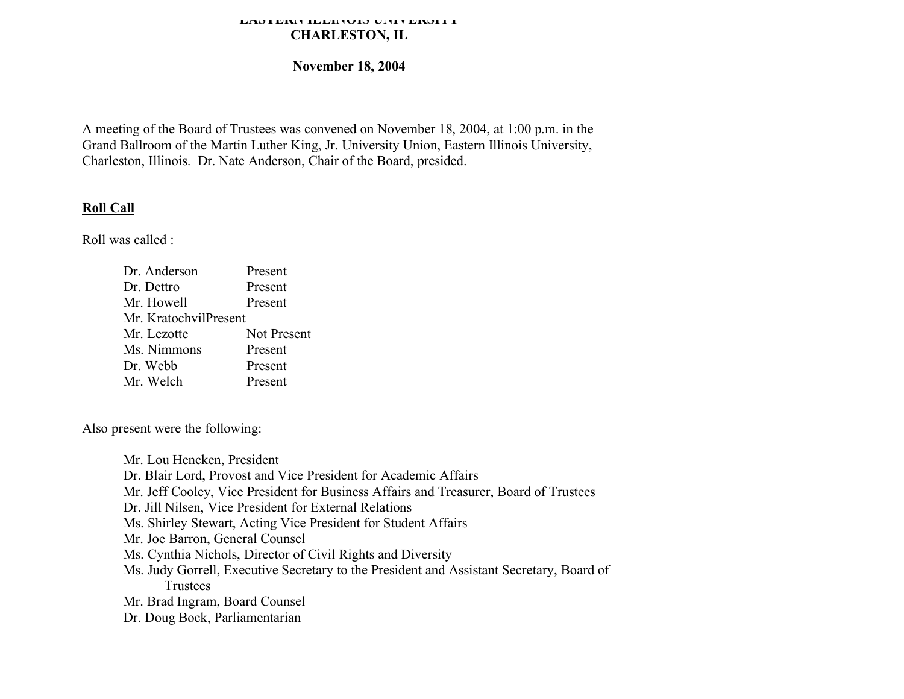**EASTERN ILLINOIS UNIVERSITY**
**CHARLESTON, IL**

**November 18, 2004**

A meeting of the Board of Trustees was convened on November 18, 2004, at 1:00 p.m. in the Grand Ballroom of the Martin Luther King, Jr. University Union, Eastern Illinois University, Charleston, Illinois. Dr. Nate Anderson, Chair of the Board, presided.

## Roll Call

Roll was called :

| | |
|---|---|
| Dr. Anderson | Present |
| Dr. Dettro | Present |
| Mr. Howell | Present |
| Mr. Kratochvil | Present |
| Mr. Lezotte | Not Present |
| Ms. Nimmons | Present |
| Dr. Webb | Present |
| Mr. Welch | Present |

Also present were the following:

- Mr. Lou Hencken, President
- Dr. Blair Lord, Provost and Vice President for Academic Affairs
- Mr. Jeff Cooley, Vice President for Business Affairs and Treasurer, Board of Trustees
- Dr. Jill Nilsen, Vice President for External Relations
- Ms. Shirley Stewart, Acting Vice President for Student Affairs
- Mr. Joe Barron, General Counsel
- Ms. Cynthia Nichols, Director of Civil Rights and Diversity
- Ms. Judy Gorrell, Executive Secretary to the President and Assistant Secretary, Board of Trustees
- Mr. Brad Ingram, Board Counsel
- Dr. Doug Bock, Parliamentarian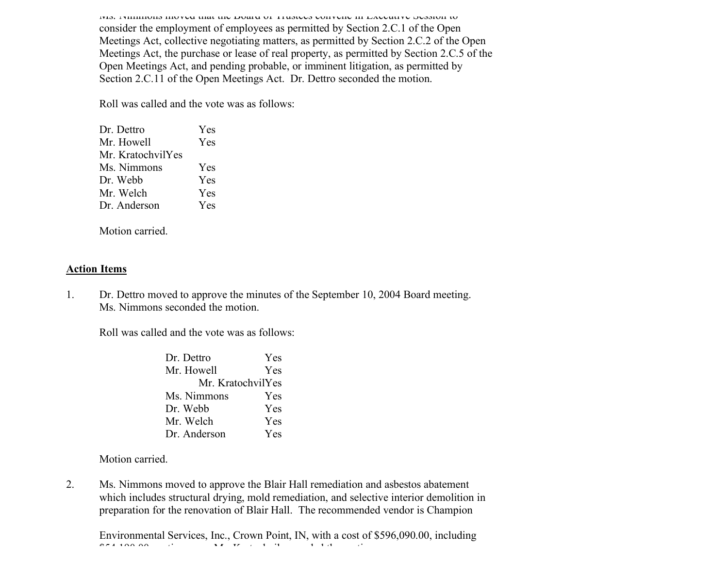Ms. Nimmons moved that the Board of Trustees convene in Executive Session to consider the employment of employees as permitted by Section 2.C.1 of the Open Meetings Act, collective negotiating matters, as permitted by Section 2.C.2 of the Open Meetings Act, the purchase or lease of real property, as permitted by Section 2.C.5 of the Open Meetings Act, and pending probable, or imminent litigation, as permitted by Section 2.C.11 of the Open Meetings Act. Dr. Dettro seconded the motion.

Roll was called and the vote was as follows:

| | |
|---|---|
| Dr. Dettro | Yes |
| Mr. Howell | Yes |
| Mr. Kratochvil | Yes |
| Ms. Nimmons | Yes |
| Dr. Webb | Yes |
| Mr. Welch | Yes |
| Dr. Anderson | Yes |

Motion carried.

## Action Items

1. Dr. Dettro moved to approve the minutes of the September 10, 2004 Board meeting. Ms. Nimmons seconded the motion.

   Roll was called and the vote was as follows:

   | | |
   |---|---|
   | Dr. Dettro | Yes |
   | Mr. Howell | Yes |
   | Mr. Kratochvil | Yes |
   | Ms. Nimmons | Yes |
   | Dr. Webb | Yes |
   | Mr. Welch | Yes |
   | Dr. Anderson | Yes |

   Motion carried.

2. Ms. Nimmons moved to approve the Blair Hall remediation and asbestos abatement which includes structural drying, mold remediation, and selective interior demolition in preparation for the renovation of Blair Hall. The recommended vendor is Champion

   Environmental Services, Inc., Crown Point, IN, with a cost of $596,090.00, including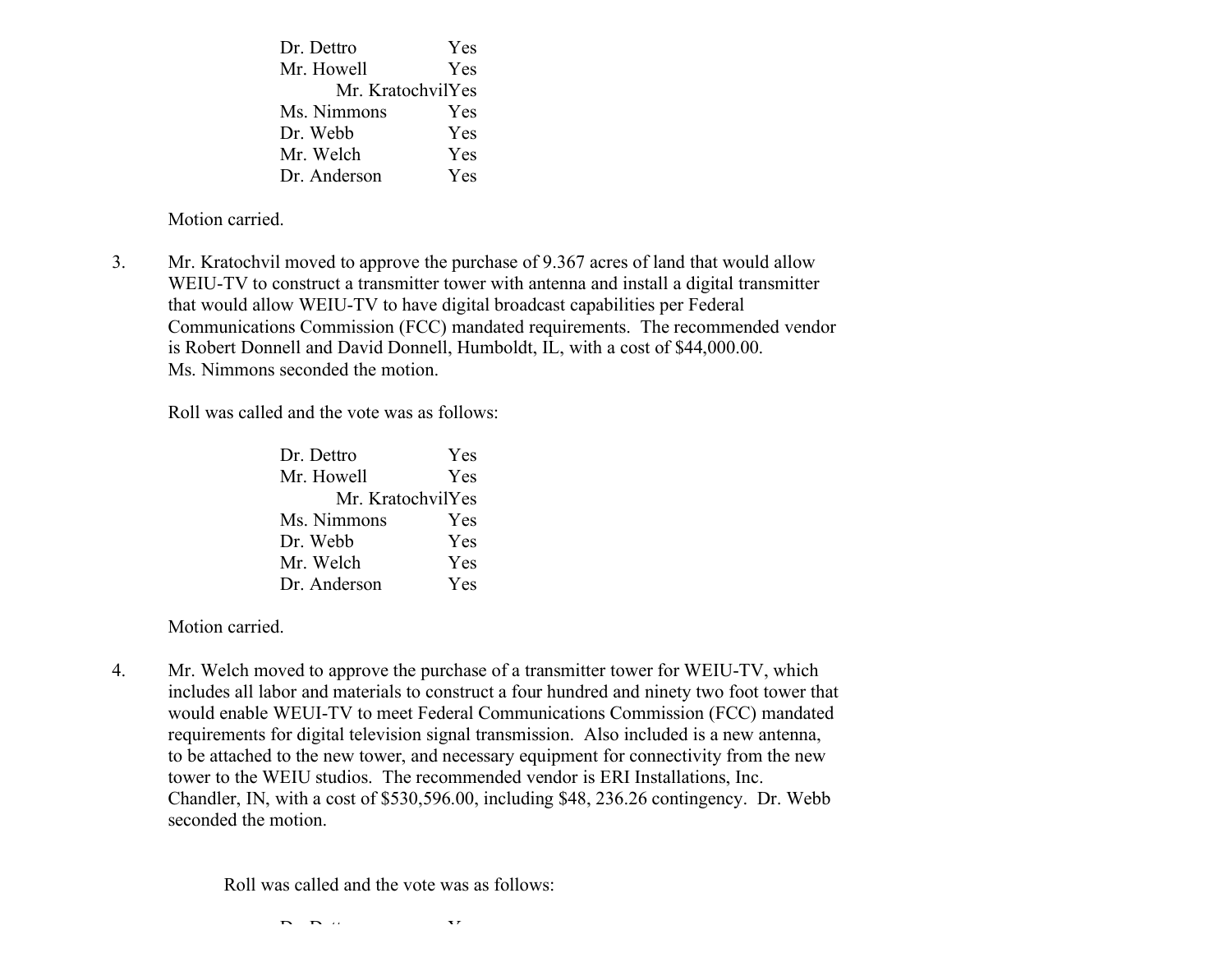| | |
|---|---|
| Dr. Dettro | Yes |
| Mr. Howell | Yes |
| Mr. Kratochvil | Yes |
| Ms. Nimmons | Yes |
| Dr. Webb | Yes |
| Mr. Welch | Yes |
| Dr. Anderson | Yes |

Motion carried.

3. Mr. Kratochvil moved to approve the purchase of 9.367 acres of land that would allow WEIU-TV to construct a transmitter tower with antenna and install a digital transmitter that would allow WEIU-TV to have digital broadcast capabilities per Federal Communications Commission (FCC) mandated requirements. The recommended vendor is Robert Donnell and David Donnell, Humboldt, IL, with a cost of $44,000.00. Ms. Nimmons seconded the motion.

   Roll was called and the vote was as follows:

| | |
|---|---|
| Dr. Dettro | Yes |
| Mr. Howell | Yes |
| Mr. Kratochvil | Yes |
| Ms. Nimmons | Yes |
| Dr. Webb | Yes |
| Mr. Welch | Yes |
| Dr. Anderson | Yes |

   Motion carried.

4. Mr. Welch moved to approve the purchase of a transmitter tower for WEIU-TV, which includes all labor and materials to construct a four hundred and ninety two foot tower that would enable WEUI-TV to meet Federal Communications Commission (FCC) mandated requirements for digital television signal transmission. Also included is a new antenna, to be attached to the new tower, and necessary equipment for connectivity from the new tower to the WEIU studios. The recommended vendor is ERI Installations, Inc. Chandler, IN, with a cost of $530,596.00, including $48, 236.26 contingency. Dr. Webb seconded the motion.

   Roll was called and the vote was as follows: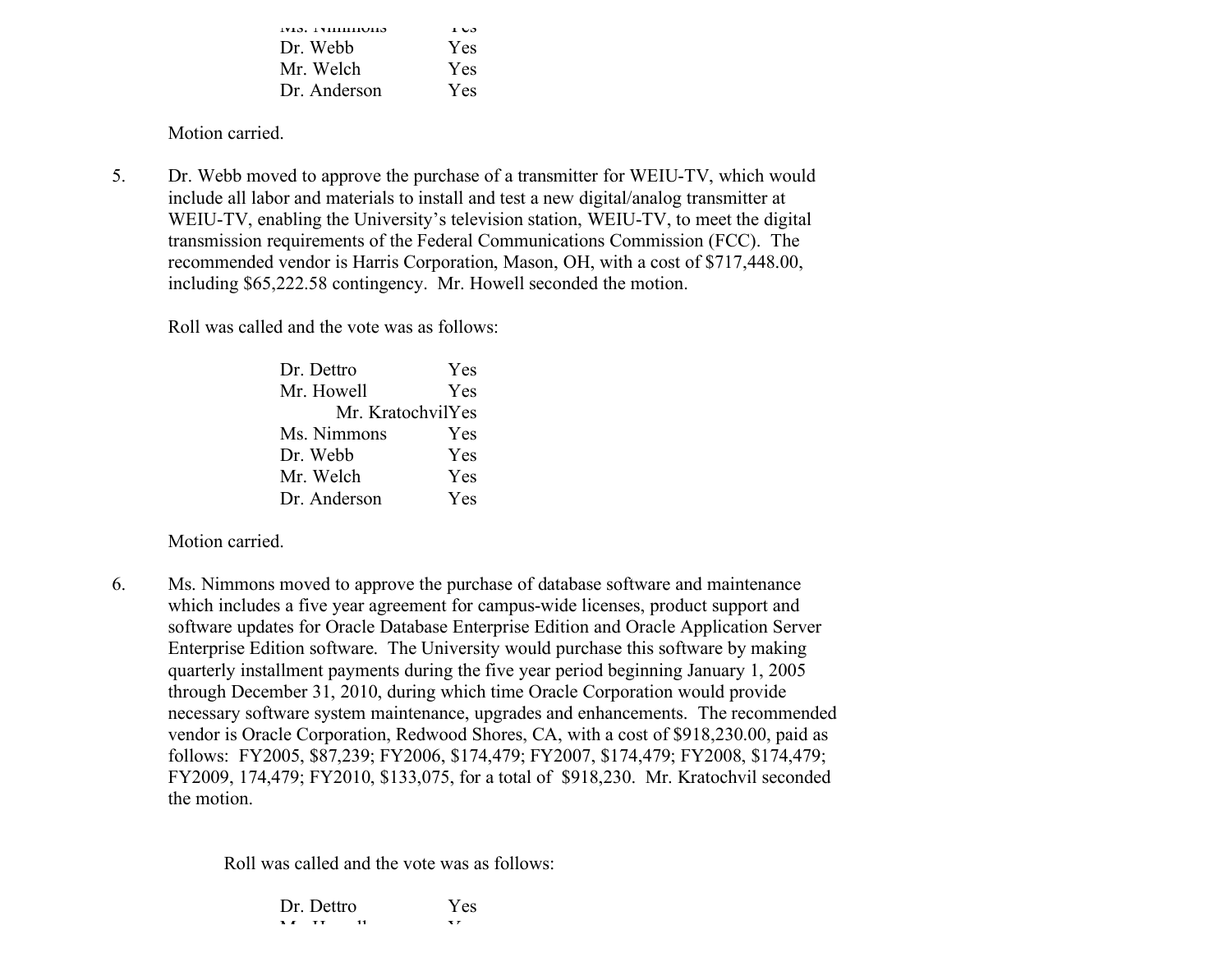| | |
|---|---|
| Ms. Nimmons | Yes |
| Dr. Webb | Yes |
| Mr. Welch | Yes |
| Dr. Anderson | Yes |

Motion carried.

5. Dr. Webb moved to approve the purchase of a transmitter for WEIU-TV, which would include all labor and materials to install and test a new digital/analog transmitter at WEIU-TV, enabling the University's television station, WEIU-TV, to meet the digital transmission requirements of the Federal Communications Commission (FCC). The recommended vendor is Harris Corporation, Mason, OH, with a cost of $717,448.00, including $65,222.58 contingency. Mr. Howell seconded the motion.

   Roll was called and the vote was as follows:

| | |
|---|---|
| Dr. Dettro | Yes |
| Mr. Howell | Yes |
| Mr. Kratochvil | Yes |
| Ms. Nimmons | Yes |
| Dr. Webb | Yes |
| Mr. Welch | Yes |
| Dr. Anderson | Yes |

   Motion carried.

6. Ms. Nimmons moved to approve the purchase of database software and maintenance which includes a five year agreement for campus-wide licenses, product support and software updates for Oracle Database Enterprise Edition and Oracle Application Server Enterprise Edition software. The University would purchase this software by making quarterly installment payments during the five year period beginning January 1, 2005 through December 31, 2010, during which time Oracle Corporation would provide necessary software system maintenance, upgrades and enhancements. The recommended vendor is Oracle Corporation, Redwood Shores, CA, with a cost of $918,230.00, paid as follows: FY2005, $87,239; FY2006, $174,479; FY2007, $174,479; FY2008, $174,479; FY2009, 174,479; FY2010, $133,075, for a total of $918,230. Mr. Kratochvil seconded the motion.

   Roll was called and the vote was as follows:

| | |
|---|---|
| Dr. Dettro | Yes |
| Mr. Howell | Yes |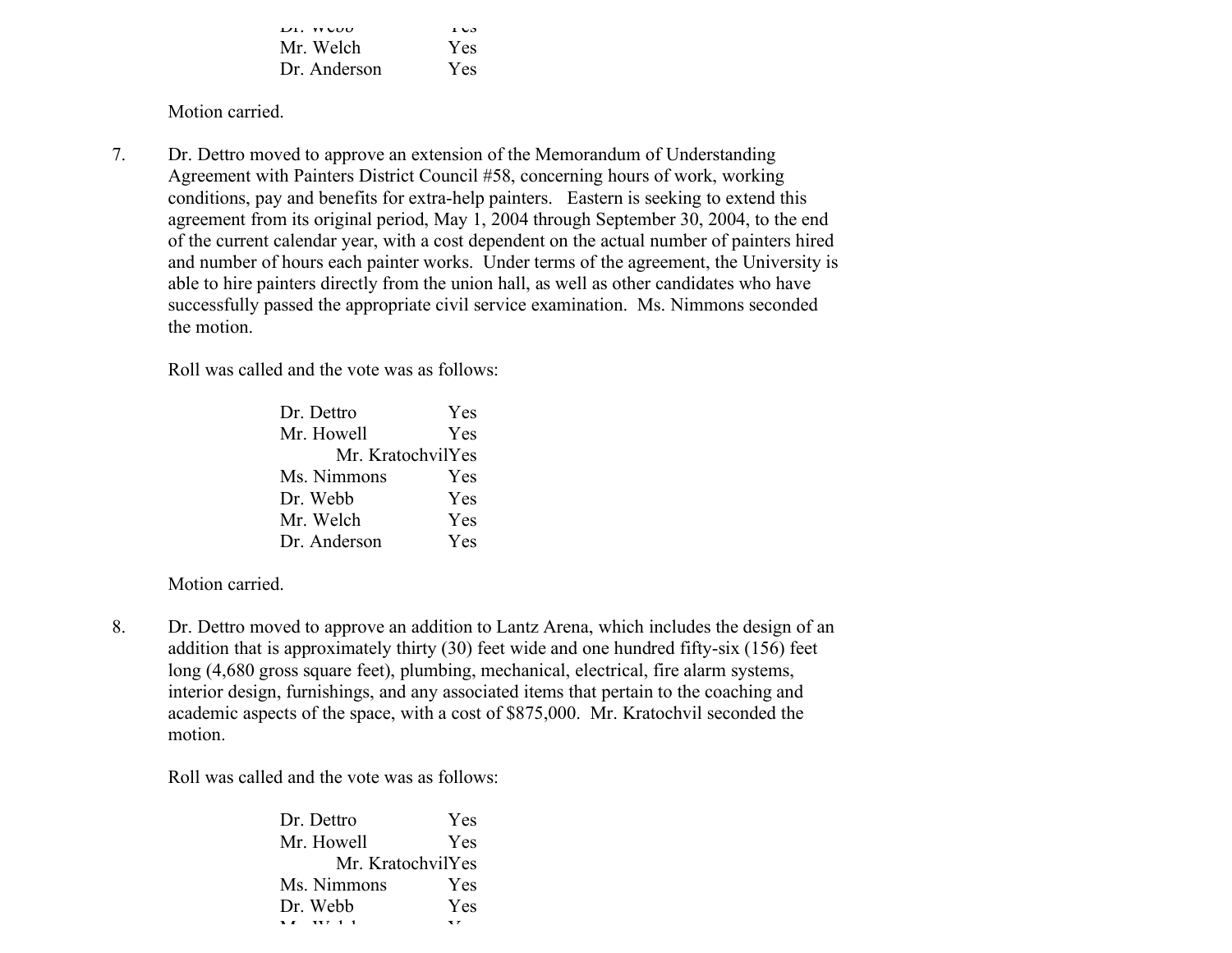Dr. Webb Yes
Mr. Welch Yes
Dr. Anderson Yes

Motion carried.

7. Dr. Dettro moved to approve an extension of the Memorandum of Understanding Agreement with Painters District Council #58, concerning hours of work, working conditions, pay and benefits for extra-help painters. Eastern is seeking to extend this agreement from its original period, May 1, 2004 through September 30, 2004, to the end of the current calendar year, with a cost dependent on the actual number of painters hired and number of hours each painter works. Under terms of the agreement, the University is able to hire painters directly from the union hall, as well as other candidates who have successfully passed the appropriate civil service examination. Ms. Nimmons seconded the motion.

Roll was called and the vote was as follows:

| | |
|---|---|
| Dr. Dettro | Yes |
| Mr. Howell | Yes |
| Mr. Kratochvil | Yes |
| Ms. Nimmons | Yes |
| Dr. Webb | Yes |
| Mr. Welch | Yes |
| Dr. Anderson | Yes |

Motion carried.

8. Dr. Dettro moved to approve an addition to Lantz Arena, which includes the design of an addition that is approximately thirty (30) feet wide and one hundred fifty-six (156) feet long (4,680 gross square feet), plumbing, mechanical, electrical, fire alarm systems, interior design, furnishings, and any associated items that pertain to the coaching and academic aspects of the space, with a cost of $875,000. Mr. Kratochvil seconded the motion.

Roll was called and the vote was as follows:

| | |
|---|---|
| Dr. Dettro | Yes |
| Mr. Howell | Yes |
| Mr. Kratochvil | Yes |
| Ms. Nimmons | Yes |
| Dr. Webb | Yes |
| Mr. Welch | Yes |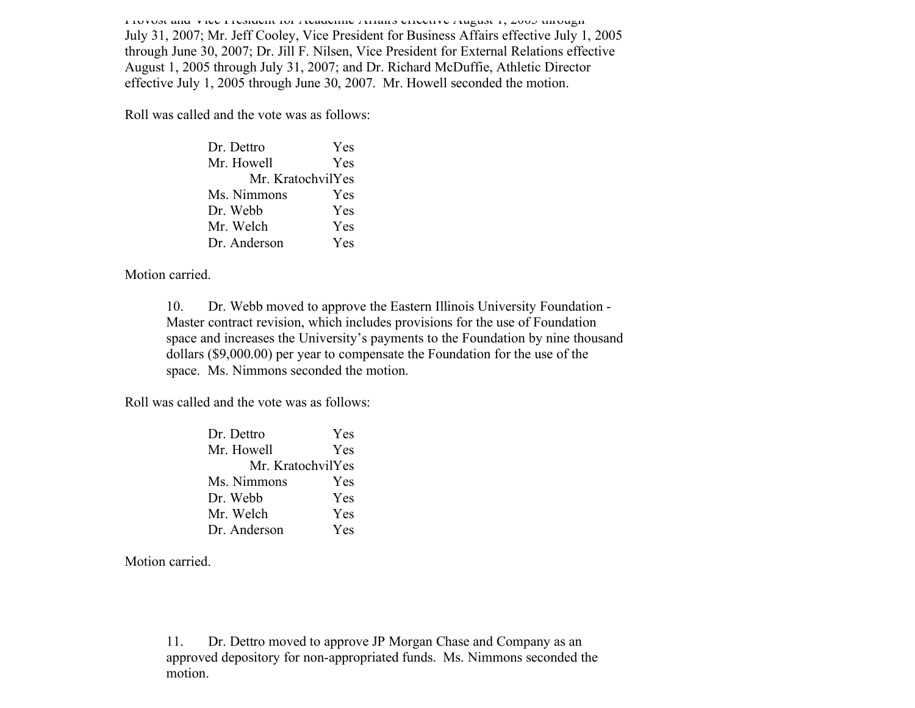Provost and Vice President for Academic Affairs effective August 1, 2005 through July 31, 2007; Mr. Jeff Cooley, Vice President for Business Affairs effective July 1, 2005 through June 30, 2007; Dr. Jill F. Nilsen, Vice President for External Relations effective August 1, 2005 through July 31, 2007; and Dr. Richard McDuffie, Athletic Director effective July 1, 2005 through June 30, 2007. Mr. Howell seconded the motion.

Roll was called and the vote was as follows:

| | |
|---|---|
| Dr. Dettro | Yes |
| Mr. Howell | Yes |
| Mr. Kratochvil | Yes |
| Ms. Nimmons | Yes |
| Dr. Webb | Yes |
| Mr. Welch | Yes |
| Dr. Anderson | Yes |

Motion carried.

10. Dr. Webb moved to approve the Eastern Illinois University Foundation - Master contract revision, which includes provisions for the use of Foundation space and increases the University's payments to the Foundation by nine thousand dollars ($9,000.00) per year to compensate the Foundation for the use of the space. Ms. Nimmons seconded the motion.

Roll was called and the vote was as follows:

| | |
|---|---|
| Dr. Dettro | Yes |
| Mr. Howell | Yes |
| Mr. Kratochvil | Yes |
| Ms. Nimmons | Yes |
| Dr. Webb | Yes |
| Mr. Welch | Yes |
| Dr. Anderson | Yes |

Motion carried.

11. Dr. Dettro moved to approve JP Morgan Chase and Company as an approved depository for non-appropriated funds. Ms. Nimmons seconded the motion.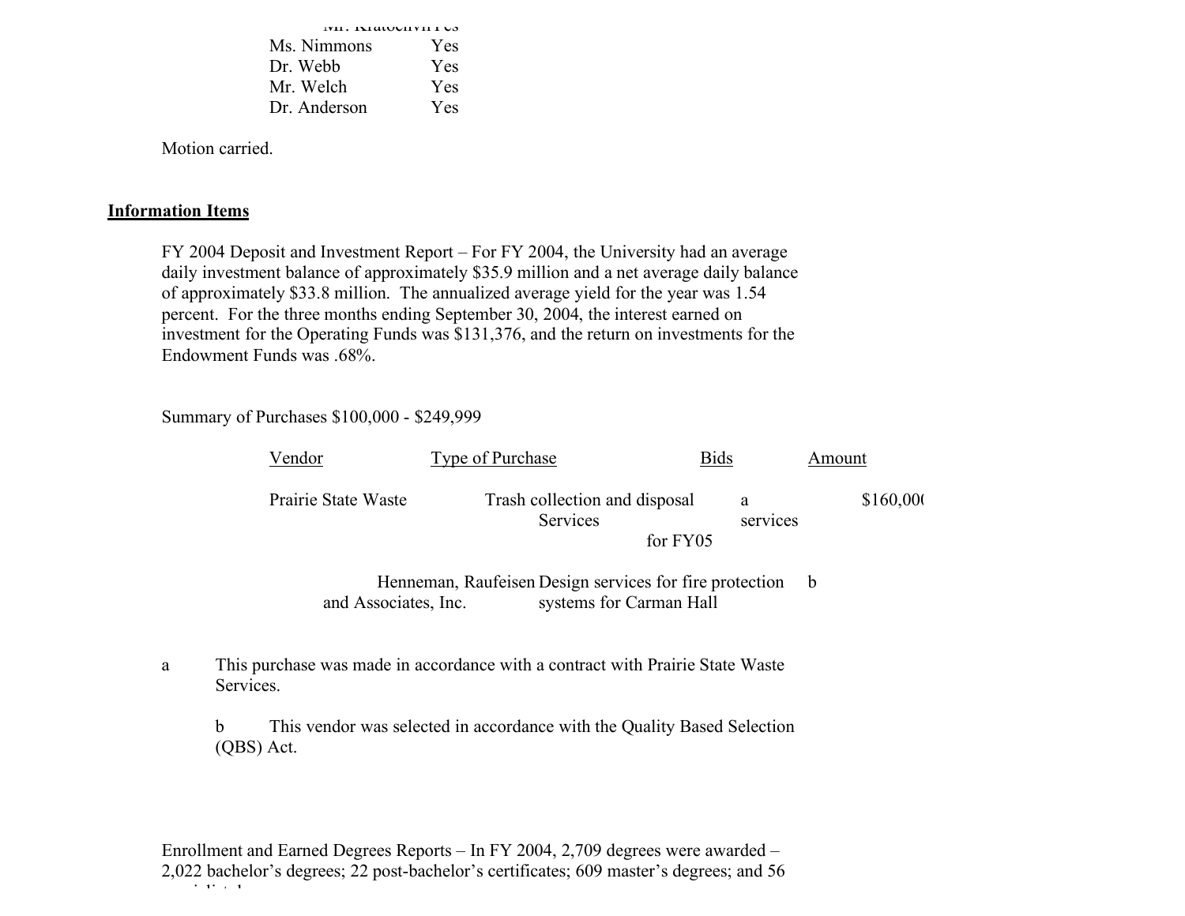Mr. Kratochvil Yes
Ms. Nimmons Yes
Dr. Webb Yes
Mr. Welch Yes
Dr. Anderson Yes

Motion carried.

**Information Items**

FY 2004 Deposit and Investment Report – For FY 2004, the University had an average daily investment balance of approximately $35.9 million and a net average daily balance of approximately $33.8 million. The annualized average yield for the year was 1.54 percent. For the three months ending September 30, 2004, the interest earned on investment for the Operating Funds was $131,376, and the return on investments for the Endowment Funds was .68%.

Summary of Purchases $100,000 - $249,999

| Vendor | Type of Purchase | Bids | Amount |
|---|---|---|---|
| Prairie State Waste services | Trash collection and disposal Services for FY05 | a | $160,000 |
| Henneman, Raufeisen and Associates, Inc. | Design services for fire protection systems for Carman Hall | b | |

a This purchase was made in accordance with a contract with Prairie State Waste Services.

b This vendor was selected in accordance with the Quality Based Selection (QBS) Act.

Enrollment and Earned Degrees Reports – In FY 2004, 2,709 degrees were awarded – 2,022 bachelor's degrees; 22 post-bachelor's certificates; 609 master's degrees; and 56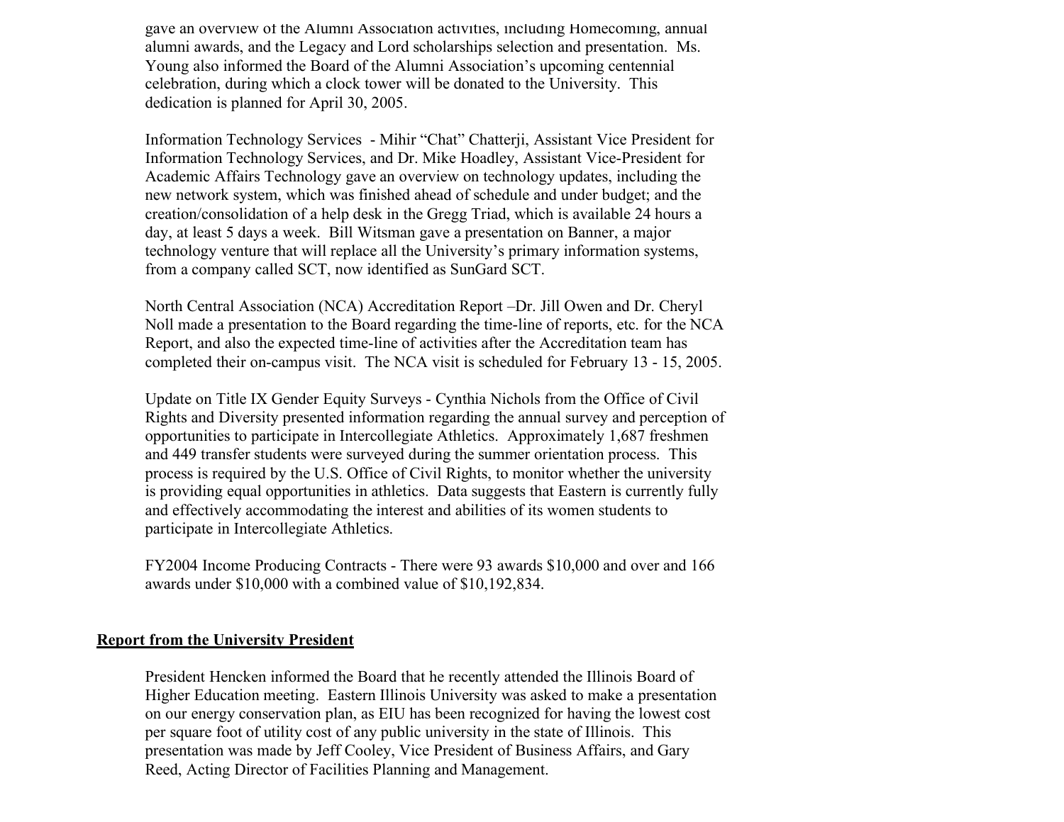gave an overview of the Alumni Association activities, including Homecoming, annual alumni awards, and the Legacy and Lord scholarships selection and presentation. Ms. Young also informed the Board of the Alumni Association's upcoming centennial celebration, during which a clock tower will be donated to the University. This dedication is planned for April 30, 2005.

Information Technology Services - Mihir "Chat" Chatterji, Assistant Vice President for Information Technology Services, and Dr. Mike Hoadley, Assistant Vice-President for Academic Affairs Technology gave an overview on technology updates, including the new network system, which was finished ahead of schedule and under budget; and the creation/consolidation of a help desk in the Gregg Triad, which is available 24 hours a day, at least 5 days a week. Bill Witsman gave a presentation on Banner, a major technology venture that will replace all the University's primary information systems, from a company called SCT, now identified as SunGard SCT.

North Central Association (NCA) Accreditation Report –Dr. Jill Owen and Dr. Cheryl Noll made a presentation to the Board regarding the time-line of reports, etc. for the NCA Report, and also the expected time-line of activities after the Accreditation team has completed their on-campus visit. The NCA visit is scheduled for February 13 - 15, 2005.

Update on Title IX Gender Equity Surveys - Cynthia Nichols from the Office of Civil Rights and Diversity presented information regarding the annual survey and perception of opportunities to participate in Intercollegiate Athletics. Approximately 1,687 freshmen and 449 transfer students were surveyed during the summer orientation process. This process is required by the U.S. Office of Civil Rights, to monitor whether the university is providing equal opportunities in athletics. Data suggests that Eastern is currently fully and effectively accommodating the interest and abilities of its women students to participate in Intercollegiate Athletics.

FY2004 Income Producing Contracts - There were 93 awards $10,000 and over and 166 awards under $10,000 with a combined value of $10,192,834.

**Report from the University President**

President Hencken informed the Board that he recently attended the Illinois Board of Higher Education meeting. Eastern Illinois University was asked to make a presentation on our energy conservation plan, as EIU has been recognized for having the lowest cost per square foot of utility cost of any public university in the state of Illinois. This presentation was made by Jeff Cooley, Vice President of Business Affairs, and Gary Reed, Acting Director of Facilities Planning and Management.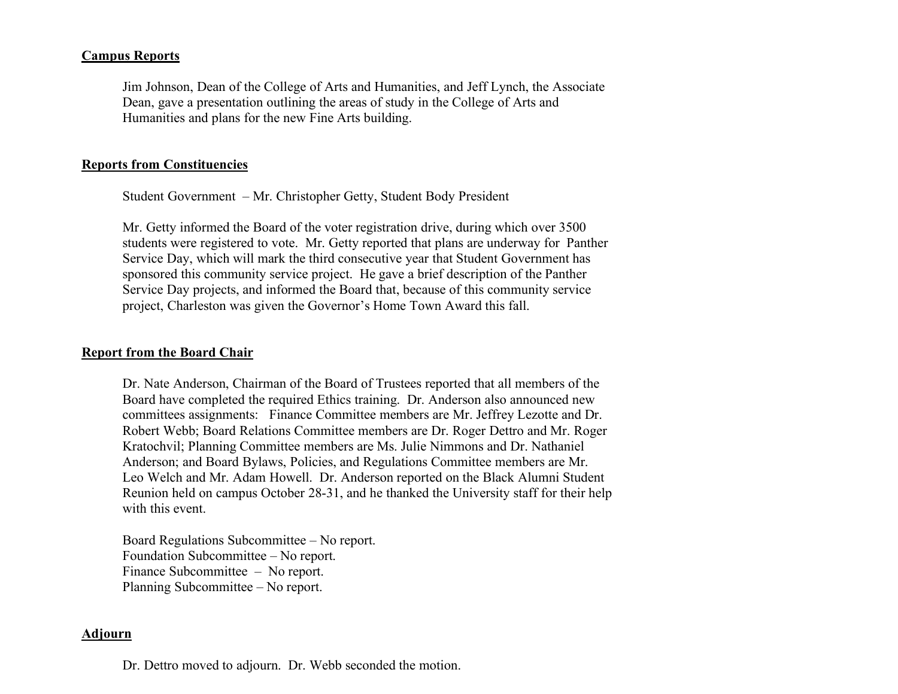**Campus Reports**

Jim Johnson, Dean of the College of Arts and Humanities, and Jeff Lynch, the Associate Dean, gave a presentation outlining the areas of study in the College of Arts and Humanities and plans for the new Fine Arts building.

**Reports from Constituencies**

Student Government – Mr. Christopher Getty, Student Body President

Mr. Getty informed the Board of the voter registration drive, during which over 3500 students were registered to vote. Mr. Getty reported that plans are underway for Panther Service Day, which will mark the third consecutive year that Student Government has sponsored this community service project. He gave a brief description of the Panther Service Day projects, and informed the Board that, because of this community service project, Charleston was given the Governor's Home Town Award this fall.

**Report from the Board Chair**

Dr. Nate Anderson, Chairman of the Board of Trustees reported that all members of the Board have completed the required Ethics training. Dr. Anderson also announced new committees assignments: Finance Committee members are Mr. Jeffrey Lezotte and Dr. Robert Webb; Board Relations Committee members are Dr. Roger Dettro and Mr. Roger Kratochvil; Planning Committee members are Ms. Julie Nimmons and Dr. Nathaniel Anderson; and Board Bylaws, Policies, and Regulations Committee members are Mr. Leo Welch and Mr. Adam Howell. Dr. Anderson reported on the Black Alumni Student Reunion held on campus October 28-31, and he thanked the University staff for their help with this event.

Board Regulations Subcommittee – No report.
Foundation Subcommittee – No report.
Finance Subcommittee – No report.
Planning Subcommittee – No report.

**Adjourn**

Dr. Dettro moved to adjourn. Dr. Webb seconded the motion.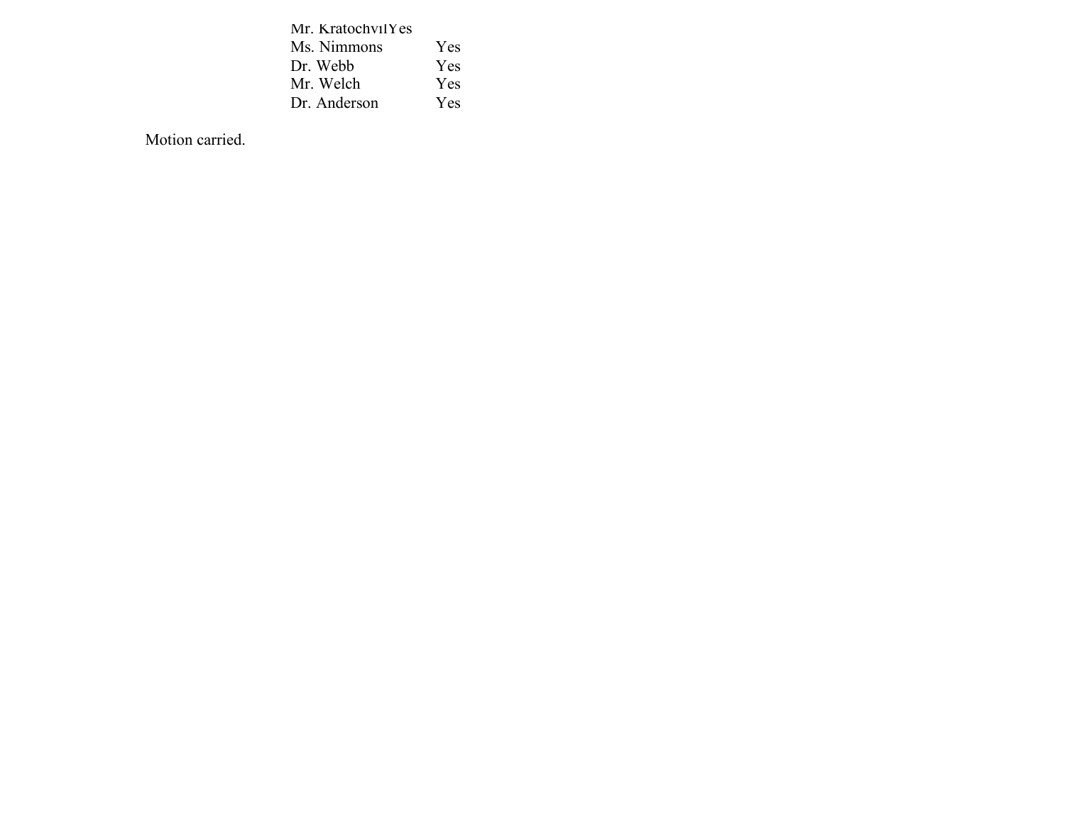| | |
|---|---|
| Mr. Kratochvil | Yes |
| Ms. Nimmons | Yes |
| Dr. Webb | Yes |
| Mr. Welch | Yes |
| Dr. Anderson | Yes |

Motion carried.